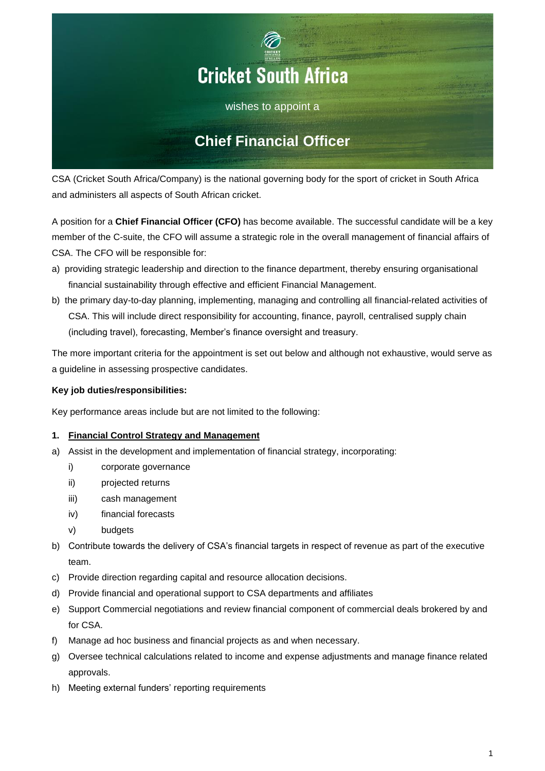# Cricket South Africa

wishes to appoint a

## Chief Financial Officer

CSA (Cricket South Africa/Company) is the national governing body for the sport of cricket in South Africa and administers all aspects of South African cricket.

A position for a **Chief Financial Officer (CFO)** has become available. The successful candidate will be a key member of the C-suite, the CFO will assume a strategic role in the overall management of financial affairs of CSA. The CFO will be responsible for:

a) providing strategic leadership and direction to the finance department, thereby ensuring organisational financial sustainability through effective and efficient Financial Management.
b) the primary day-to-day planning, implementing, managing and controlling all financial-related activities of CSA. This will include direct responsibility for accounting, finance, payroll, centralised supply chain (including travel), forecasting, Member's finance oversight and treasury.

The more important criteria for the appointment is set out below and although not exhaustive, would serve as a guideline in assessing prospective candidates.

**Key job duties/responsibilities:**

Key performance areas include but are not limited to the following:

**1. <u>Financial Control Strategy and Management</u>**

a) Assist in the development and implementation of financial strategy, incorporating:
   i) corporate governance
   ii) projected returns
   iii) cash management
   iv) financial forecasts
   v) budgets
b) Contribute towards the delivery of CSA's financial targets in respect of revenue as part of the executive team.
c) Provide direction regarding capital and resource allocation decisions.
d) Provide financial and operational support to CSA departments and affiliates
e) Support Commercial negotiations and review financial component of commercial deals brokered by and for CSA.
f) Manage ad hoc business and financial projects as and when necessary.
g) Oversee technical calculations related to income and expense adjustments and manage finance related approvals.
h) Meeting external funders' reporting requirements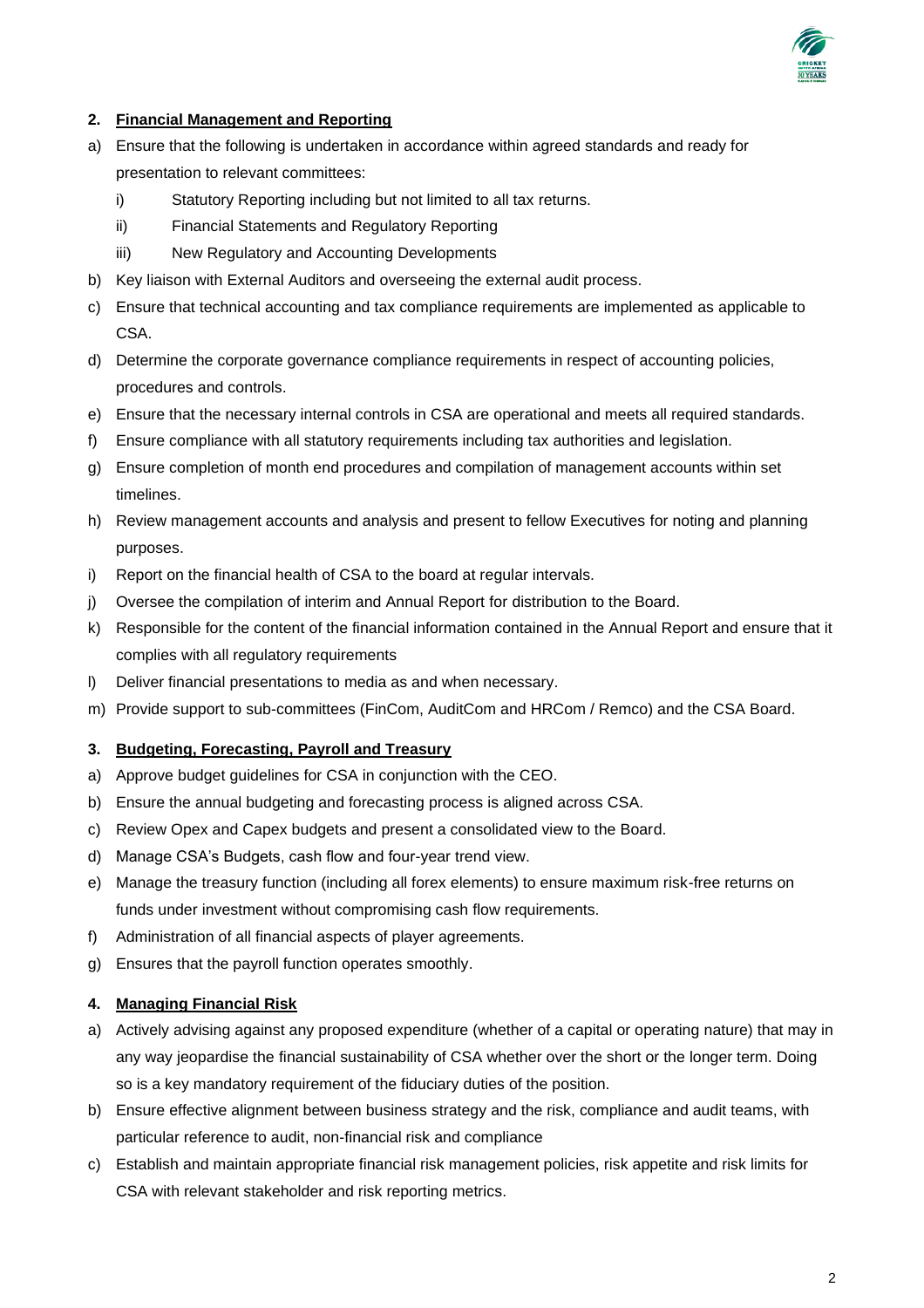## 2. Financial Management and Reporting

a) Ensure that the following is undertaken in accordance within agreed standards and ready for presentation to relevant committees:
   i) Statutory Reporting including but not limited to all tax returns.
   ii) Financial Statements and Regulatory Reporting
   iii) New Regulatory and Accounting Developments

b) Key liaison with External Auditors and overseeing the external audit process.

c) Ensure that technical accounting and tax compliance requirements are implemented as applicable to CSA.

d) Determine the corporate governance compliance requirements in respect of accounting policies, procedures and controls.

e) Ensure that the necessary internal controls in CSA are operational and meets all required standards.

f) Ensure compliance with all statutory requirements including tax authorities and legislation.

g) Ensure completion of month end procedures and compilation of management accounts within set timelines.

h) Review management accounts and analysis and present to fellow Executives for noting and planning purposes.

i) Report on the financial health of CSA to the board at regular intervals.

j) Oversee the compilation of interim and Annual Report for distribution to the Board.

k) Responsible for the content of the financial information contained in the Annual Report and ensure that it complies with all regulatory requirements

l) Deliver financial presentations to media as and when necessary.

m) Provide support to sub-committees (FinCom, AuditCom and HRCom / Remco) and the CSA Board.

## 3. Budgeting, Forecasting, Payroll and Treasury

a) Approve budget guidelines for CSA in conjunction with the CEO.

b) Ensure the annual budgeting and forecasting process is aligned across CSA.

c) Review Opex and Capex budgets and present a consolidated view to the Board.

d) Manage CSA's Budgets, cash flow and four-year trend view.

e) Manage the treasury function (including all forex elements) to ensure maximum risk-free returns on funds under investment without compromising cash flow requirements.

f) Administration of all financial aspects of player agreements.

g) Ensures that the payroll function operates smoothly.

## 4. Managing Financial Risk

a) Actively advising against any proposed expenditure (whether of a capital or operating nature) that may in any way jeopardise the financial sustainability of CSA whether over the short or the longer term. Doing so is a key mandatory requirement of the fiduciary duties of the position.

b) Ensure effective alignment between business strategy and the risk, compliance and audit teams, with particular reference to audit, non-financial risk and compliance

c) Establish and maintain appropriate financial risk management policies, risk appetite and risk limits for CSA with relevant stakeholder and risk reporting metrics.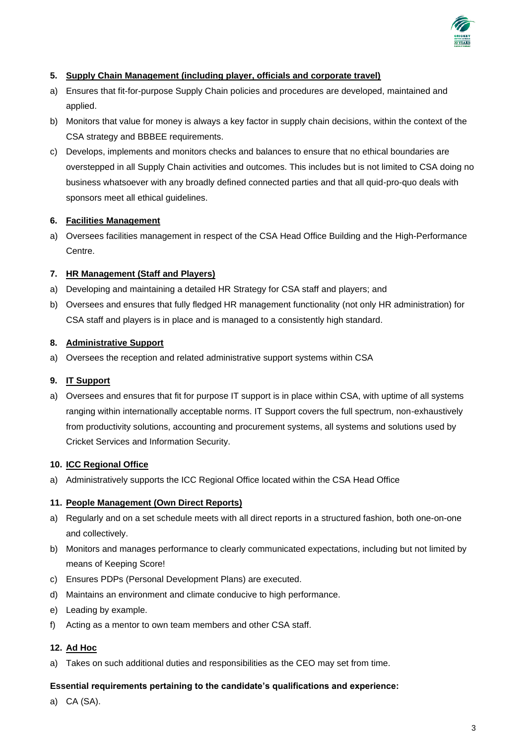**5. Supply Chain Management (including player, officials and corporate travel)**

a) Ensures that fit-for-purpose Supply Chain policies and procedures are developed, maintained and applied.

b) Monitors that value for money is always a key factor in supply chain decisions, within the context of the CSA strategy and BBBEE requirements.

c) Develops, implements and monitors checks and balances to ensure that no ethical boundaries are overstepped in all Supply Chain activities and outcomes. This includes but is not limited to CSA doing no business whatsoever with any broadly defined connected parties and that all quid-pro-quo deals with sponsors meet all ethical guidelines.

**6. Facilities Management**

a) Oversees facilities management in respect of the CSA Head Office Building and the High-Performance Centre.

**7. HR Management (Staff and Players)**

a) Developing and maintaining a detailed HR Strategy for CSA staff and players; and

b) Oversees and ensures that fully fledged HR management functionality (not only HR administration) for CSA staff and players is in place and is managed to a consistently high standard.

**8. Administrative Support**

a) Oversees the reception and related administrative support systems within CSA

**9. IT Support**

a) Oversees and ensures that fit for purpose IT support is in place within CSA, with uptime of all systems ranging within internationally acceptable norms. IT Support covers the full spectrum, non-exhaustively from productivity solutions, accounting and procurement systems, all systems and solutions used by Cricket Services and Information Security.

**10. ICC Regional Office**

a) Administratively supports the ICC Regional Office located within the CSA Head Office

**11. People Management (Own Direct Reports)**

a) Regularly and on a set schedule meets with all direct reports in a structured fashion, both one-on-one and collectively.

b) Monitors and manages performance to clearly communicated expectations, including but not limited by means of Keeping Score!

c) Ensures PDPs (Personal Development Plans) are executed.

d) Maintains an environment and climate conducive to high performance.

e) Leading by example.

f) Acting as a mentor to own team members and other CSA staff.

**12. Ad Hoc**

a) Takes on such additional duties and responsibilities as the CEO may set from time.

**Essential requirements pertaining to the candidate's qualifications and experience:**

a) CA (SA).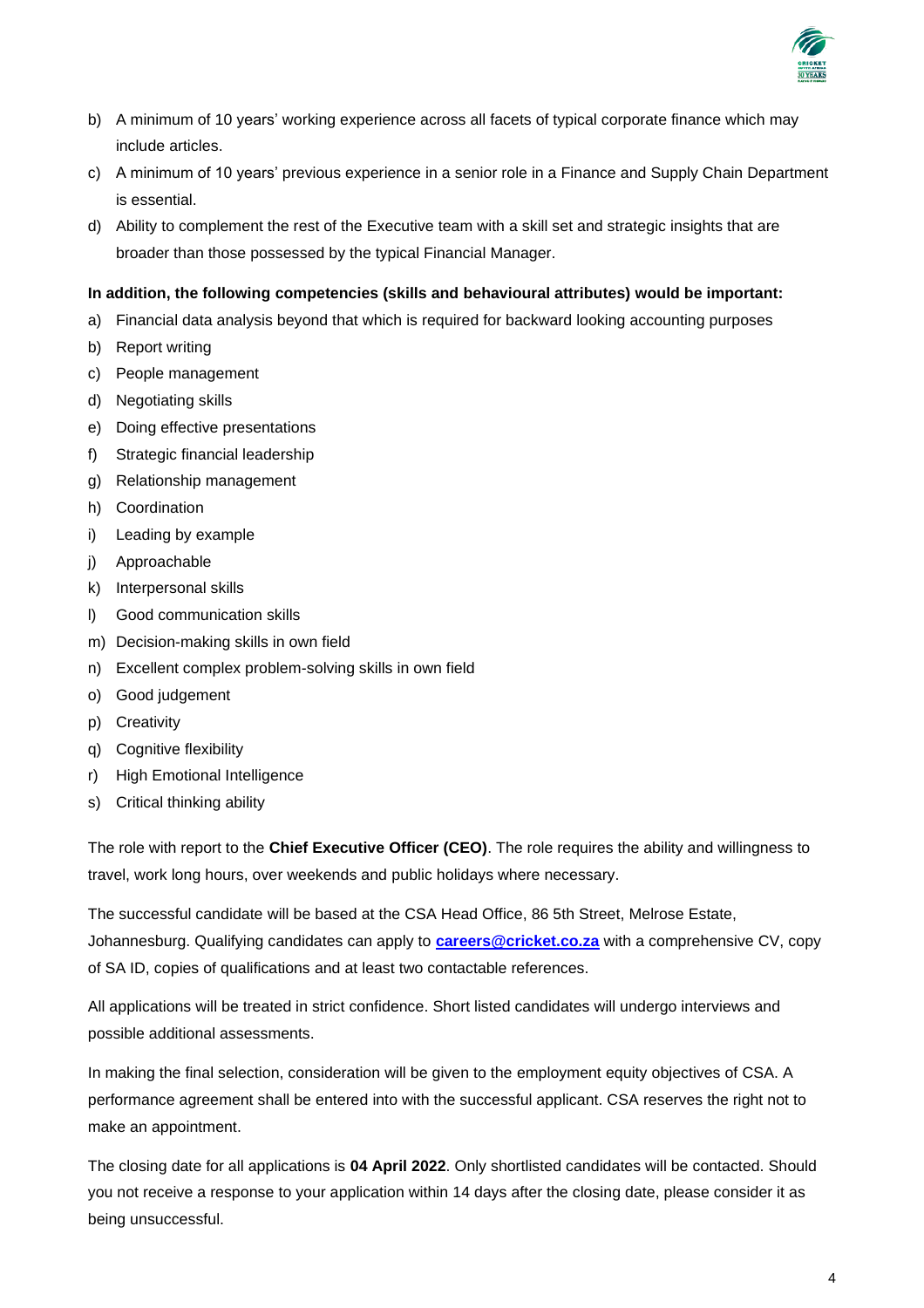b) A minimum of 10 years' working experience across all facets of typical corporate finance which may include articles.
c) A minimum of 10 years' previous experience in a senior role in a Finance and Supply Chain Department is essential.
d) Ability to complement the rest of the Executive team with a skill set and strategic insights that are broader than those possessed by the typical Financial Manager.

**In addition, the following competencies (skills and behavioural attributes) would be important:**

a) Financial data analysis beyond that which is required for backward looking accounting purposes
b) Report writing
c) People management
d) Negotiating skills
e) Doing effective presentations
f) Strategic financial leadership
g) Relationship management
h) Coordination
i) Leading by example
j) Approachable
k) Interpersonal skills
l) Good communication skills
m) Decision-making skills in own field
n) Excellent complex problem-solving skills in own field
o) Good judgement
p) Creativity
q) Cognitive flexibility
r) High Emotional Intelligence
s) Critical thinking ability

The role with report to the **Chief Executive Officer (CEO)**. The role requires the ability and willingness to travel, work long hours, over weekends and public holidays where necessary.

The successful candidate will be based at the CSA Head Office, 86 5th Street, Melrose Estate, Johannesburg. Qualifying candidates can apply to **careers@cricket.co.za** with a comprehensive CV, copy of SA ID, copies of qualifications and at least two contactable references.

All applications will be treated in strict confidence. Short listed candidates will undergo interviews and possible additional assessments.

In making the final selection, consideration will be given to the employment equity objectives of CSA. A performance agreement shall be entered into with the successful applicant. CSA reserves the right not to make an appointment.

The closing date for all applications is **04 April 2022**. Only shortlisted candidates will be contacted. Should you not receive a response to your application within 14 days after the closing date, please consider it as being unsuccessful.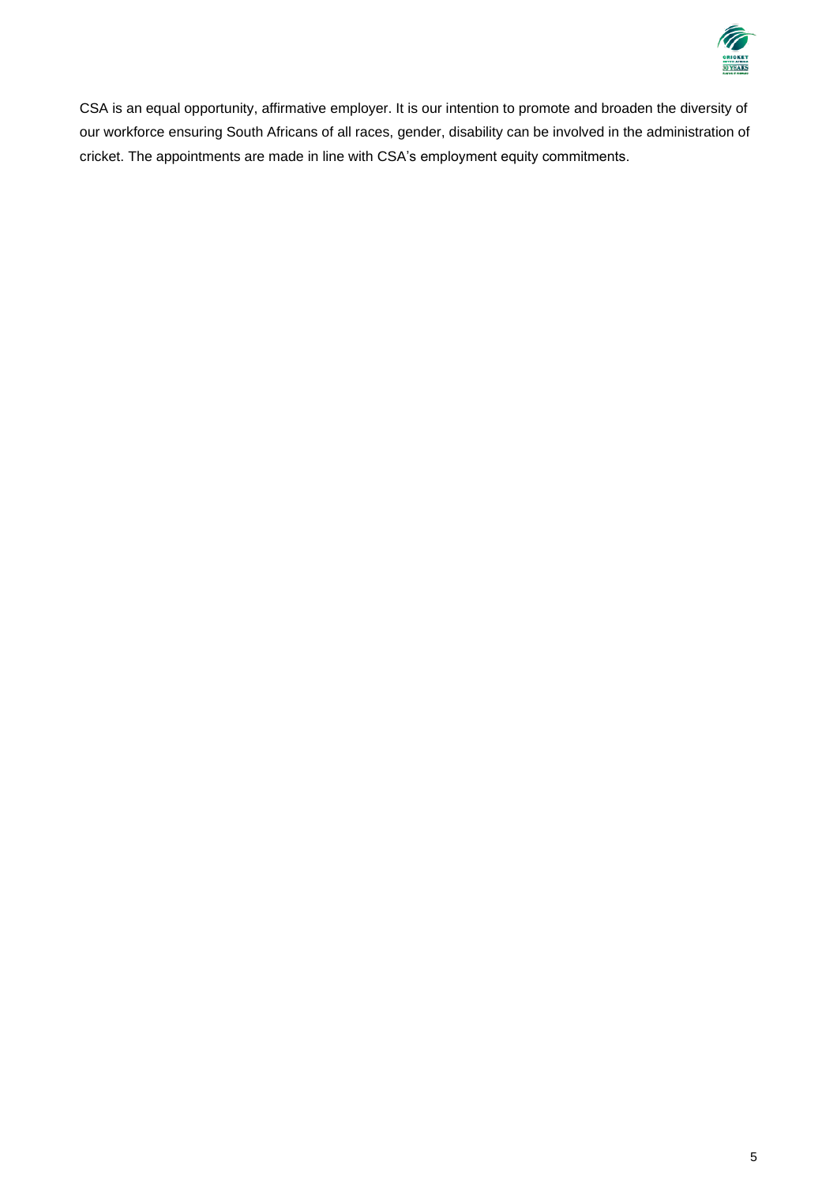CSA is an equal opportunity, affirmative employer. It is our intention to promote and broaden the diversity of our workforce ensuring South Africans of all races, gender, disability can be involved in the administration of cricket. The appointments are made in line with CSA's employment equity commitments.